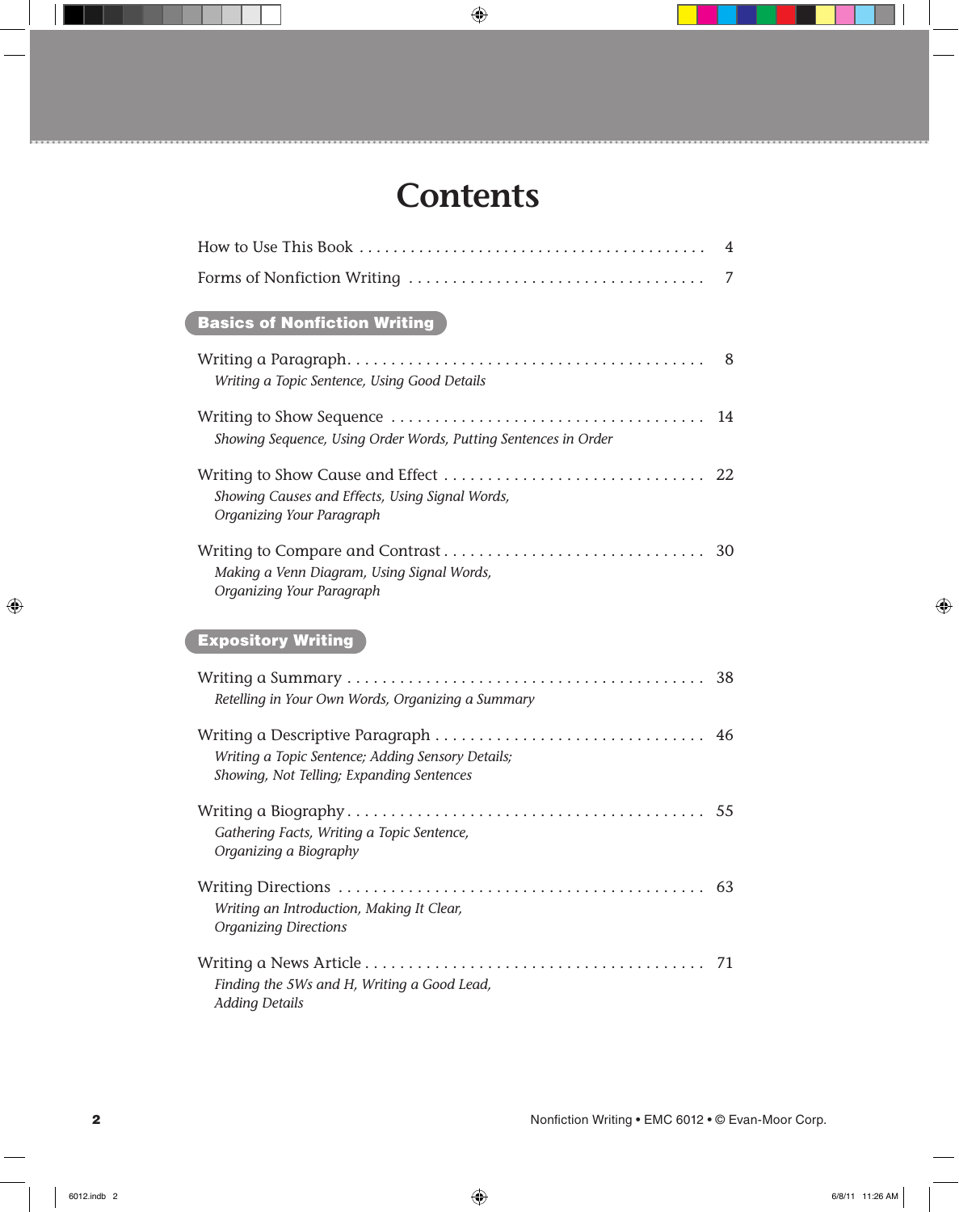# Contents

How to Use This Book . . . . . . . . . . . . . . . . . . . . . . . . . . . . . . . . . . . . . . . 4

Forms of Nonfiction Writing . . . . . . . . . . . . . . . . . . . . . . . . . . . . . . . . . 7

## Basics of Nonfiction Writing

Writing a Paragraph. . . . . . . . . . . . . . . . . . . . . . . . . . . . . . . . . . . . . . . . 8
*Writing a Topic Sentence, Using Good Details*

Writing to Show Sequence . . . . . . . . . . . . . . . . . . . . . . . . . . . . . . . . . . . 14
*Showing Sequence, Using Order Words, Putting Sentences in Order*

Writing to Show Cause and Effect . . . . . . . . . . . . . . . . . . . . . . . . . . . . . 22
*Showing Causes and Effects, Using Signal Words, Organizing Your Paragraph*

Writing to Compare and Contrast . . . . . . . . . . . . . . . . . . . . . . . . . . . . . 30
*Making a Venn Diagram, Using Signal Words, Organizing Your Paragraph*

## Expository Writing

Writing a Summary . . . . . . . . . . . . . . . . . . . . . . . . . . . . . . . . . . . . . . . . 38
*Retelling in Your Own Words, Organizing a Summary*

Writing a Descriptive Paragraph . . . . . . . . . . . . . . . . . . . . . . . . . . . . . . 46
*Writing a Topic Sentence; Adding Sensory Details; Showing, Not Telling; Expanding Sentences*

Writing a Biography . . . . . . . . . . . . . . . . . . . . . . . . . . . . . . . . . . . . . . . 55
*Gathering Facts, Writing a Topic Sentence, Organizing a Biography*

Writing Directions . . . . . . . . . . . . . . . . . . . . . . . . . . . . . . . . . . . . . . . . . 63
*Writing an Introduction, Making It Clear, Organizing Directions*

Writing a News Article . . . . . . . . . . . . . . . . . . . . . . . . . . . . . . . . . . . . . . 71
*Finding the 5Ws and H, Writing a Good Lead, Adding Details*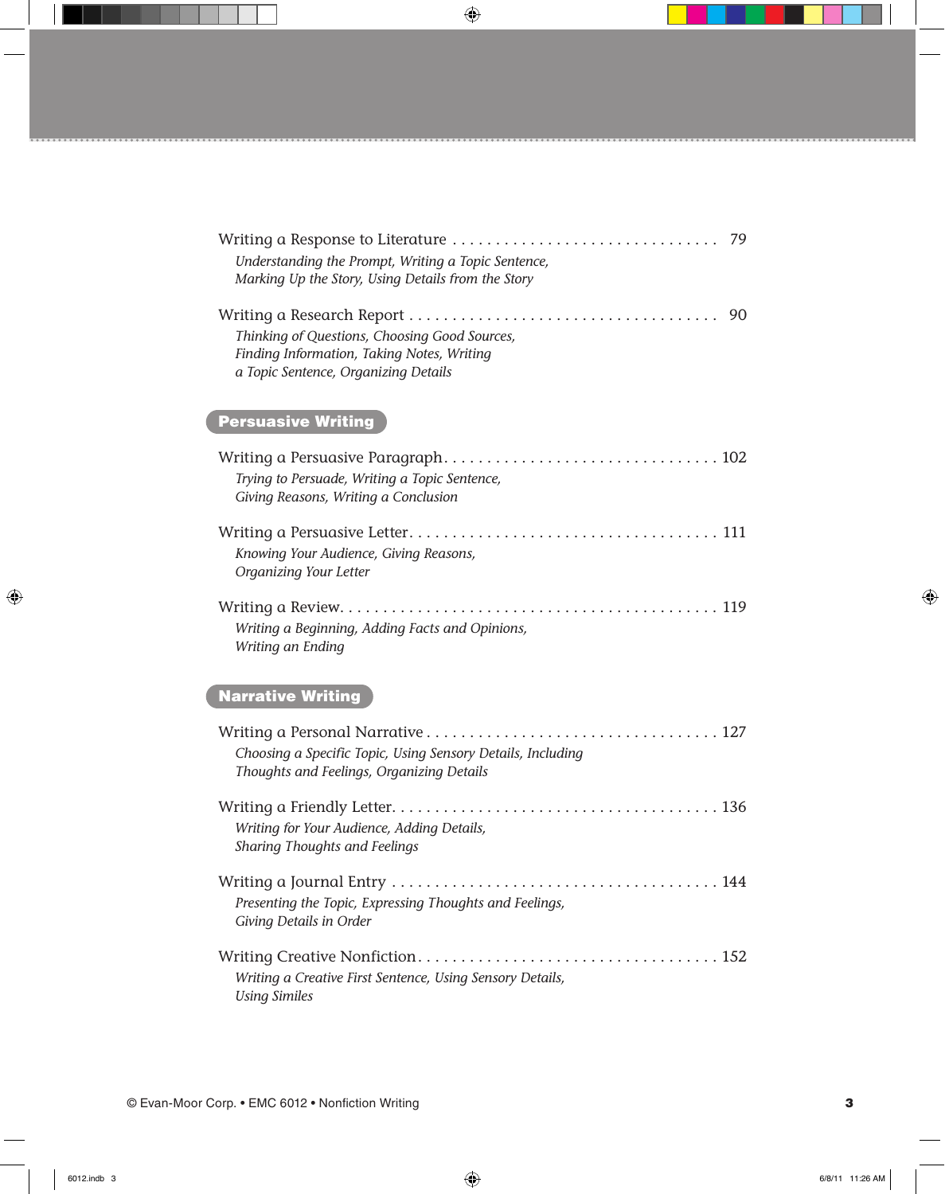Writing a Response to Literature . . . . . . . . . . . . . . . . . . . . . . . . . . . . . . 79

*Understanding the Prompt, Writing a Topic Sentence, Marking Up the Story, Using Details from the Story*

Writing a Research Report . . . . . . . . . . . . . . . . . . . . . . . . . . . . . . . . . . . 90

*Thinking of Questions, Choosing Good Sources, Finding Information, Taking Notes, Writing a Topic Sentence, Organizing Details*

## Persuasive Writing

Writing a Persuasive Paragraph. . . . . . . . . . . . . . . . . . . . . . . . . . . . . . . 102

*Trying to Persuade, Writing a Topic Sentence, Giving Reasons, Writing a Conclusion*

Writing a Persuasive Letter. . . . . . . . . . . . . . . . . . . . . . . . . . . . . . . . . . 111

*Knowing Your Audience, Giving Reasons, Organizing Your Letter*

Writing a Review. . . . . . . . . . . . . . . . . . . . . . . . . . . . . . . . . . . . . . . . . . 119

*Writing a Beginning, Adding Facts and Opinions, Writing an Ending*

## Narrative Writing

Writing a Personal Narrative . . . . . . . . . . . . . . . . . . . . . . . . . . . . . . . . . 127

*Choosing a Specific Topic, Using Sensory Details, Including Thoughts and Feelings, Organizing Details*

Writing a Friendly Letter. . . . . . . . . . . . . . . . . . . . . . . . . . . . . . . . . . . . 136

*Writing for Your Audience, Adding Details, Sharing Thoughts and Feelings*

Writing a Journal Entry . . . . . . . . . . . . . . . . . . . . . . . . . . . . . . . . . . . . 144

*Presenting the Topic, Expressing Thoughts and Feelings, Giving Details in Order*

Writing Creative Nonfiction. . . . . . . . . . . . . . . . . . . . . . . . . . . . . . . . . 152

*Writing a Creative First Sentence, Using Sensory Details, Using Similes*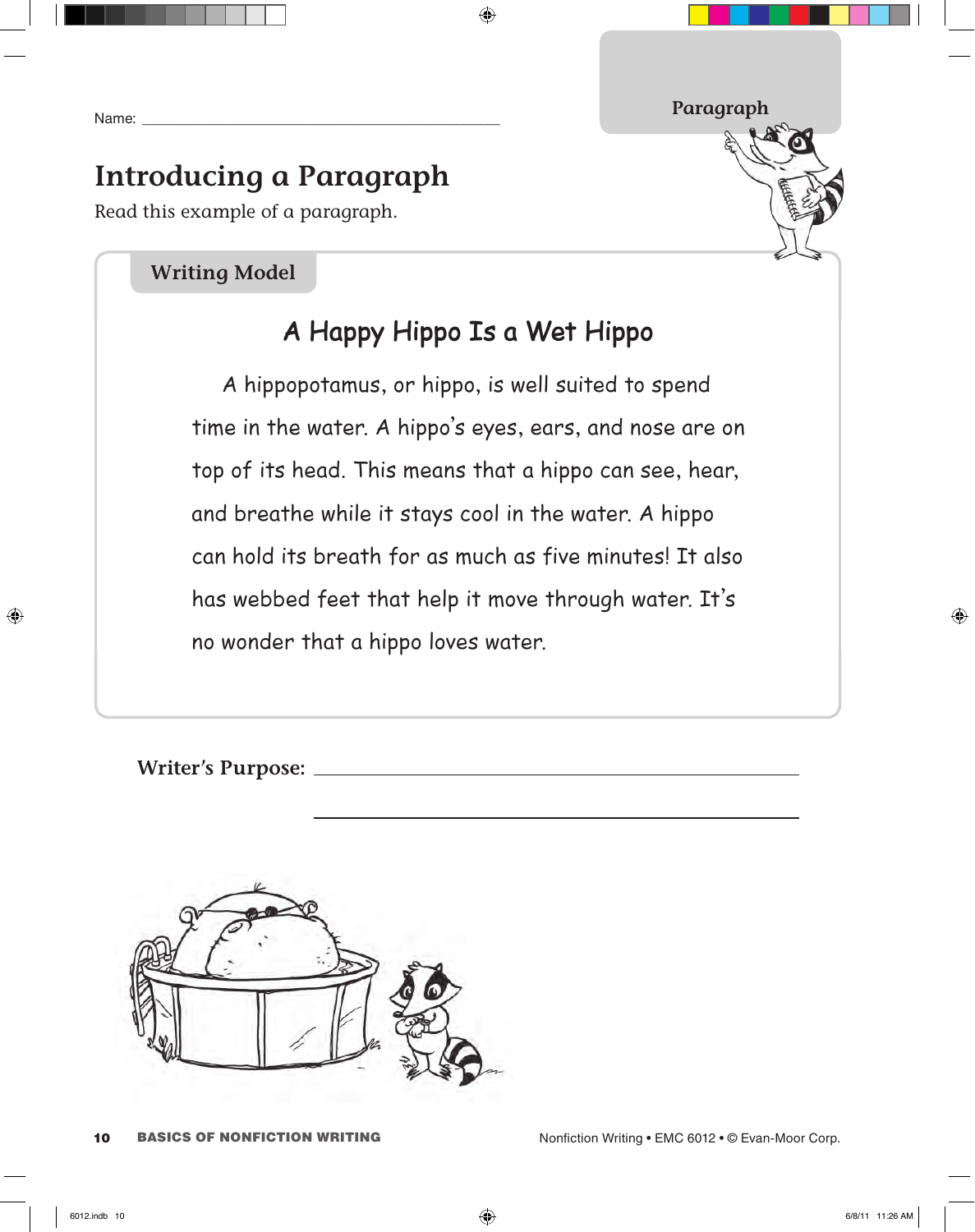Paragraph

Name: ___________________________________________

# Introducing a Paragraph

Read this example of a paragraph.

**Writing Model**

## A Happy Hippo Is a Wet Hippo

A hippopotamus, or hippo, is well suited to spend time in the water. A hippo's eyes, ears, and nose are on top of its head. This means that a hippo can see, hear, and breathe while it stays cool in the water. A hippo can hold its breath for as much as five minutes! It also has webbed feet that help it move through water. It's no wonder that a hippo loves water.

**Writer's Purpose:** ___________________________________________

___________________________________________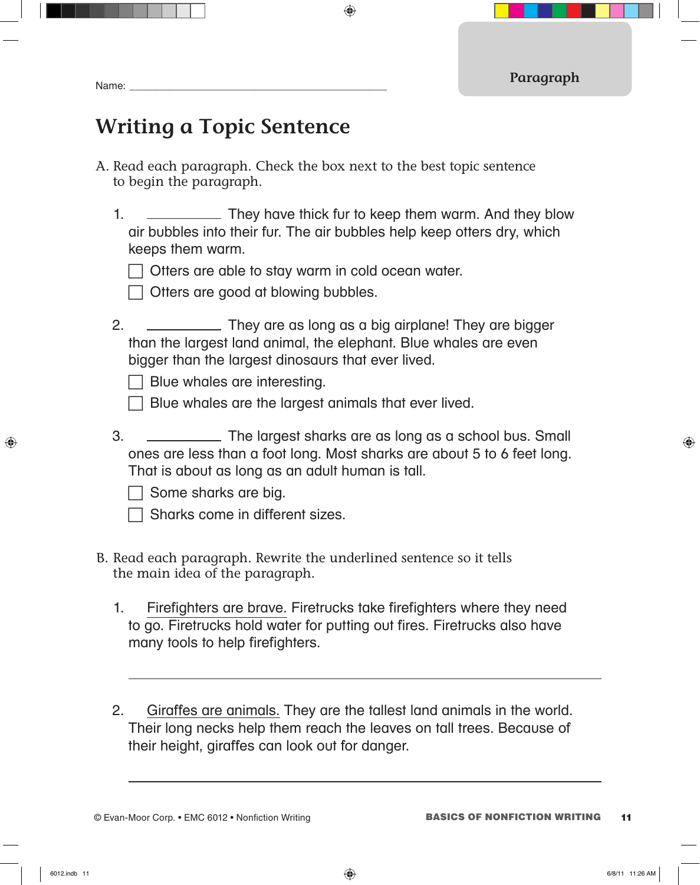Name: ___________________________________________

Paragraph

# Writing a Topic Sentence

A. Read each paragraph. Check the box next to the best topic sentence to begin the paragraph.

1. __________ They have thick fur to keep them warm. And they blow air bubbles into their fur. The air bubbles help keep otters dry, which keeps them warm.

   - ☐ Otters are able to stay warm in cold ocean water.
   - ☐ Otters are good at blowing bubbles.

2. __________ They are as long as a big airplane! They are bigger than the largest land animal, the elephant. Blue whales are even bigger than the largest dinosaurs that ever lived.

   - ☐ Blue whales are interesting.
   - ☐ Blue whales are the largest animals that ever lived.

3. __________ The largest sharks are as long as a school bus. Small ones are less than a foot long. Most sharks are about 5 to 6 feet long. That is about as long as an adult human is tall.

   - ☐ Some sharks are big.
   - ☐ Sharks come in different sizes.

B. Read each paragraph. Rewrite the underlined sentence so it tells the main idea of the paragraph.

1. <u>Firefighters are brave.</u> Firetrucks take firefighters where they need to go. Firetrucks hold water for putting out fires. Firetrucks also have many tools to help firefighters.

   ___________________________________________________________

2. <u>Giraffes are animals.</u> They are the tallest land animals in the world. Their long necks help them reach the leaves on tall trees. Because of their height, giraffes can look out for danger.

   ___________________________________________________________

© Evan-Moor Corp. • EMC 6012 • Nonfiction Writing

BASICS OF NONFICTION WRITING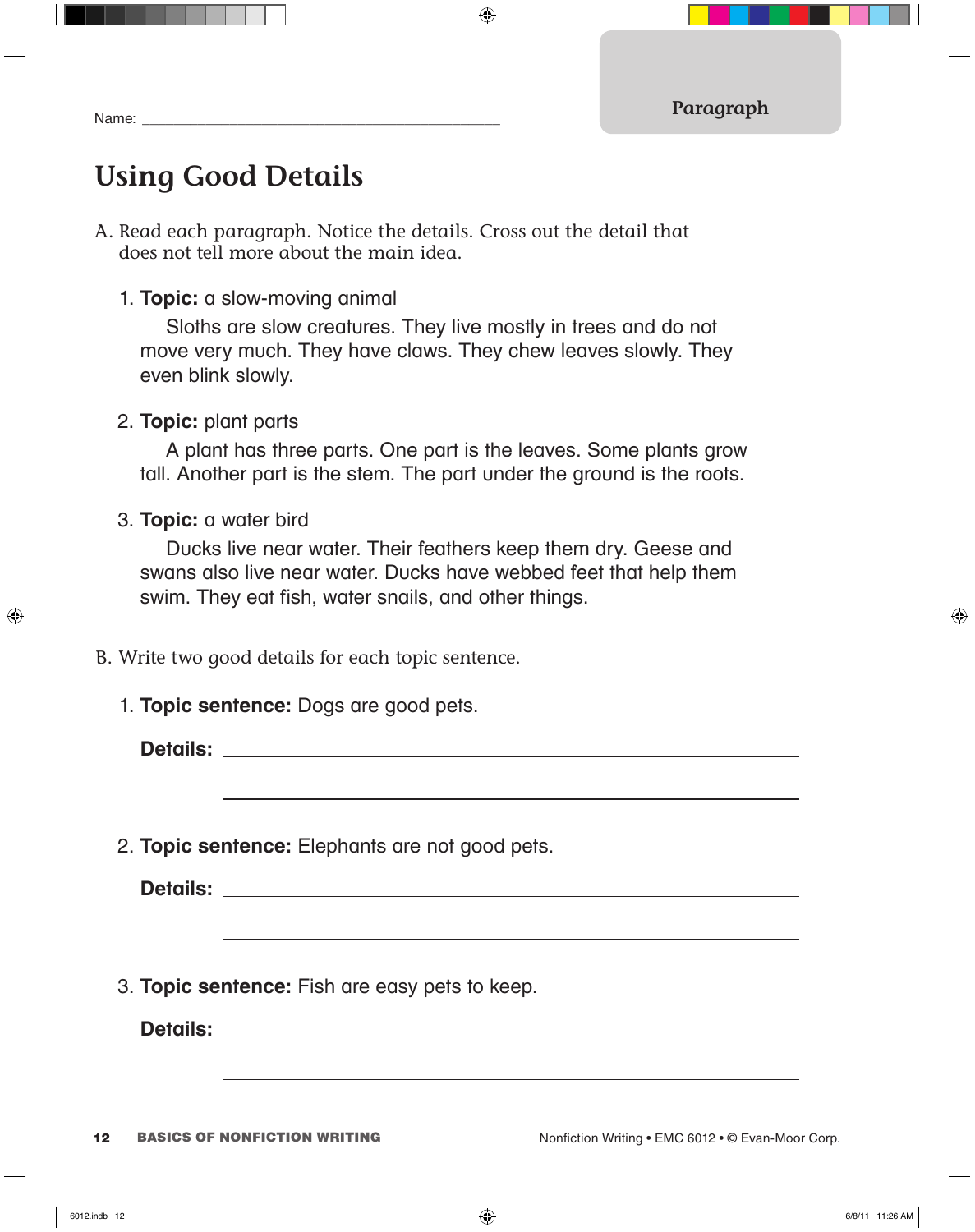Name: ______________________________________

Paragraph

# Using Good Details

A. Read each paragraph. Notice the details. Cross out the detail that does not tell more about the main idea.

1. **Topic:** a slow-moving animal

   Sloths are slow creatures. They live mostly in trees and do not move very much. They have claws. They chew leaves slowly. They even blink slowly.

2. **Topic:** plant parts

   A plant has three parts. One part is the leaves. Some plants grow tall. Another part is the stem. The part under the ground is the roots.

3. **Topic:** a water bird

   Ducks live near water. Their feathers keep them dry. Geese and swans also live near water. Ducks have webbed feet that help them swim. They eat fish, water snails, and other things.

B. Write two good details for each topic sentence.

1. **Topic sentence:** Dogs are good pets.

   **Details:** ______________________________________

   ______________________________________

2. **Topic sentence:** Elephants are not good pets.

   **Details:** ______________________________________

   ______________________________________

3. **Topic sentence:** Fish are easy pets to keep.

   **Details:** ______________________________________

   ______________________________________

BASICS OF NONFICTION WRITING

Nonfiction Writing • EMC 6012 • © Evan-Moor Corp.